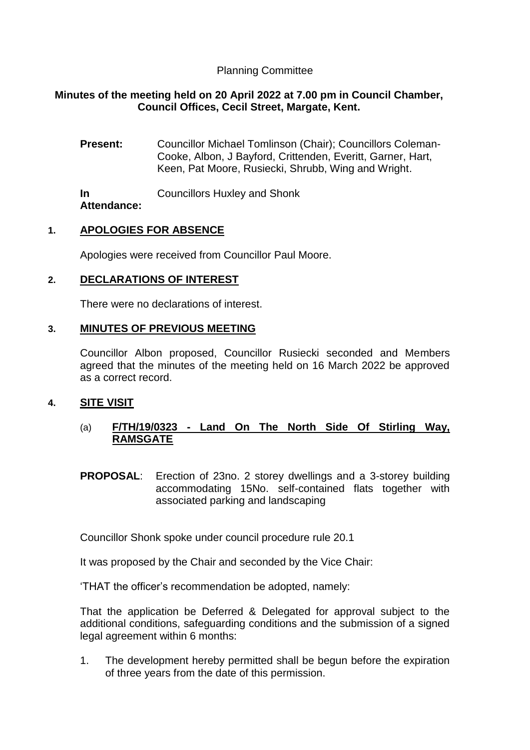Planning Committee

**Minutes of the meeting held on 20 April 2022 at 7.00 pm in Council Chamber, Council Offices, Cecil Street, Margate, Kent.**

**Present:** Councillor Michael Tomlinson (Chair); Councillors Coleman-Cooke, Albon, J Bayford, Crittenden, Everitt, Garner, Hart, Keen, Pat Moore, Rusiecki, Shrubb, Wing and Wright.

**In Attendance:** Councillors Huxley and Shonk

## 1. APOLOGIES FOR ABSENCE

Apologies were received from Councillor Paul Moore.

## 2. DECLARATIONS OF INTEREST

There were no declarations of interest.

## 3. MINUTES OF PREVIOUS MEETING

Councillor Albon proposed, Councillor Rusiecki seconded and Members agreed that the minutes of the meeting held on 16 March 2022 be approved as a correct record.

## 4. SITE VISIT

### (a) F/TH/19/0323 - Land On The North Side Of Stirling Way, RAMSGATE

**PROPOSAL**: Erection of 23no. 2 storey dwellings and a 3-storey building accommodating 15No. self-contained flats together with associated parking and landscaping

Councillor Shonk spoke under council procedure rule 20.1

It was proposed by the Chair and seconded by the Vice Chair:

'THAT the officer's recommendation be adopted, namely:

That the application be Deferred & Delegated for approval subject to the additional conditions, safeguarding conditions and the submission of a signed legal agreement within 6 months:

1. The development hereby permitted shall be begun before the expiration of three years from the date of this permission.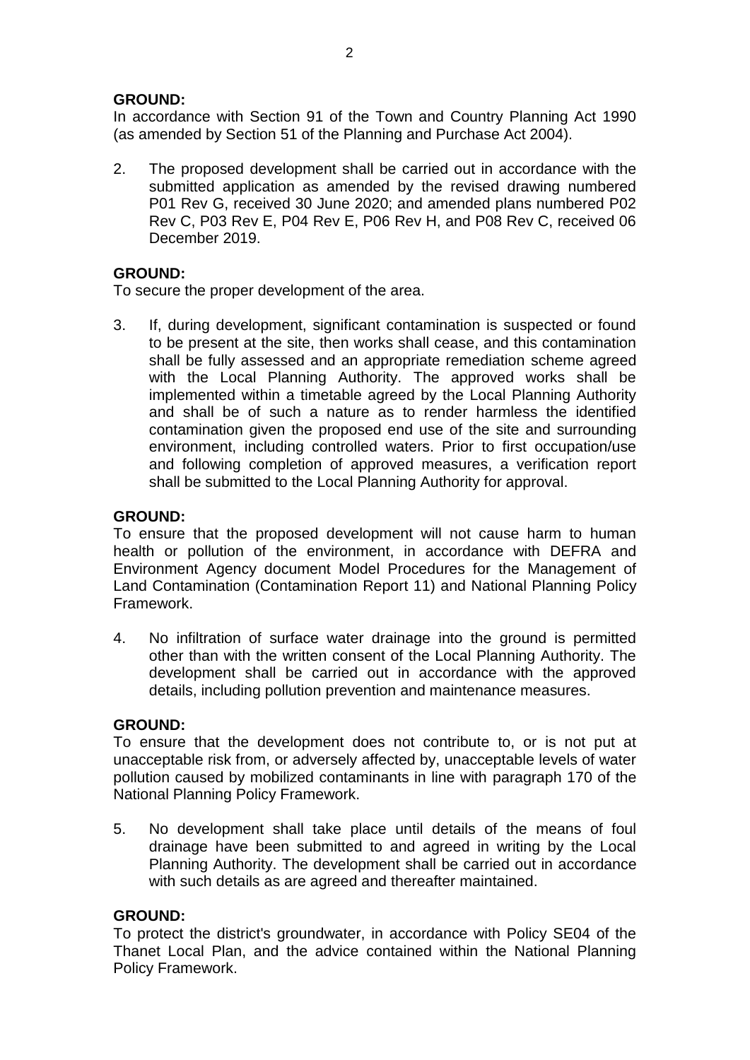**GROUND:**
In accordance with Section 91 of the Town and Country Planning Act 1990 (as amended by Section 51 of the Planning and Purchase Act 2004).

2. The proposed development shall be carried out in accordance with the submitted application as amended by the revised drawing numbered P01 Rev G, received 30 June 2020; and amended plans numbered P02 Rev C, P03 Rev E, P04 Rev E, P06 Rev H, and P08 Rev C, received 06 December 2019.

**GROUND:**
To secure the proper development of the area.

3. If, during development, significant contamination is suspected or found to be present at the site, then works shall cease, and this contamination shall be fully assessed and an appropriate remediation scheme agreed with the Local Planning Authority. The approved works shall be implemented within a timetable agreed by the Local Planning Authority and shall be of such a nature as to render harmless the identified contamination given the proposed end use of the site and surrounding environment, including controlled waters. Prior to first occupation/use and following completion of approved measures, a verification report shall be submitted to the Local Planning Authority for approval.

**GROUND:**
To ensure that the proposed development will not cause harm to human health or pollution of the environment, in accordance with DEFRA and Environment Agency document Model Procedures for the Management of Land Contamination (Contamination Report 11) and National Planning Policy Framework.

4. No infiltration of surface water drainage into the ground is permitted other than with the written consent of the Local Planning Authority. The development shall be carried out in accordance with the approved details, including pollution prevention and maintenance measures.

**GROUND:**
To ensure that the development does not contribute to, or is not put at unacceptable risk from, or adversely affected by, unacceptable levels of water pollution caused by mobilized contaminants in line with paragraph 170 of the National Planning Policy Framework.

5. No development shall take place until details of the means of foul drainage have been submitted to and agreed in writing by the Local Planning Authority. The development shall be carried out in accordance with such details as are agreed and thereafter maintained.

**GROUND:**
To protect the district's groundwater, in accordance with Policy SE04 of the Thanet Local Plan, and the advice contained within the National Planning Policy Framework.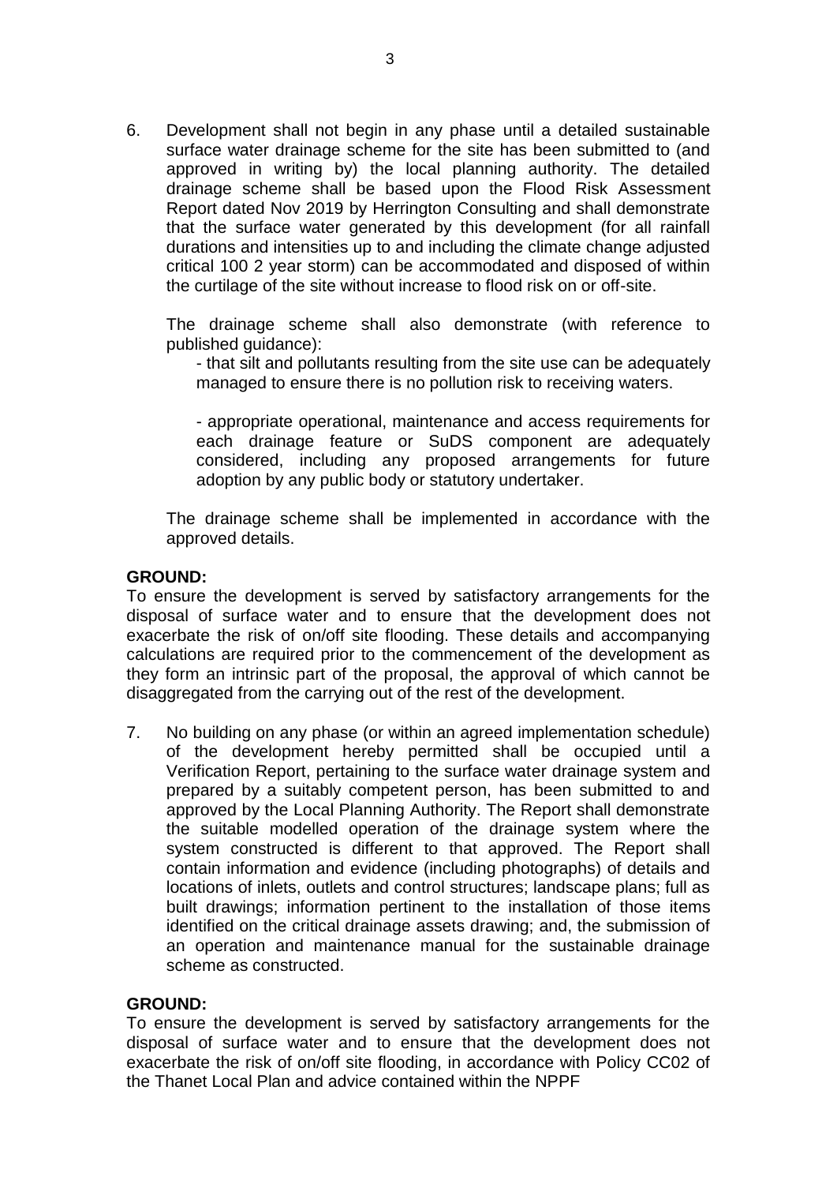6. Development shall not begin in any phase until a detailed sustainable surface water drainage scheme for the site has been submitted to (and approved in writing by) the local planning authority. The detailed drainage scheme shall be based upon the Flood Risk Assessment Report dated Nov 2019 by Herrington Consulting and shall demonstrate that the surface water generated by this development (for all rainfall durations and intensities up to and including the climate change adjusted critical 100 2 year storm) can be accommodated and disposed of within the curtilage of the site without increase to flood risk on or off-site.

   The drainage scheme shall also demonstrate (with reference to published guidance):

   - that silt and pollutants resulting from the site use can be adequately managed to ensure there is no pollution risk to receiving waters.

   - appropriate operational, maintenance and access requirements for each drainage feature or SuDS component are adequately considered, including any proposed arrangements for future adoption by any public body or statutory undertaker.

   The drainage scheme shall be implemented in accordance with the approved details.

**GROUND:**
To ensure the development is served by satisfactory arrangements for the disposal of surface water and to ensure that the development does not exacerbate the risk of on/off site flooding. These details and accompanying calculations are required prior to the commencement of the development as they form an intrinsic part of the proposal, the approval of which cannot be disaggregated from the carrying out of the rest of the development.

7. No building on any phase (or within an agreed implementation schedule) of the development hereby permitted shall be occupied until a Verification Report, pertaining to the surface water drainage system and prepared by a suitably competent person, has been submitted to and approved by the Local Planning Authority. The Report shall demonstrate the suitable modelled operation of the drainage system where the system constructed is different to that approved. The Report shall contain information and evidence (including photographs) of details and locations of inlets, outlets and control structures; landscape plans; full as built drawings; information pertinent to the installation of those items identified on the critical drainage assets drawing; and, the submission of an operation and maintenance manual for the sustainable drainage scheme as constructed.

**GROUND:**
To ensure the development is served by satisfactory arrangements for the disposal of surface water and to ensure that the development does not exacerbate the risk of on/off site flooding, in accordance with Policy CC02 of the Thanet Local Plan and advice contained within the NPPF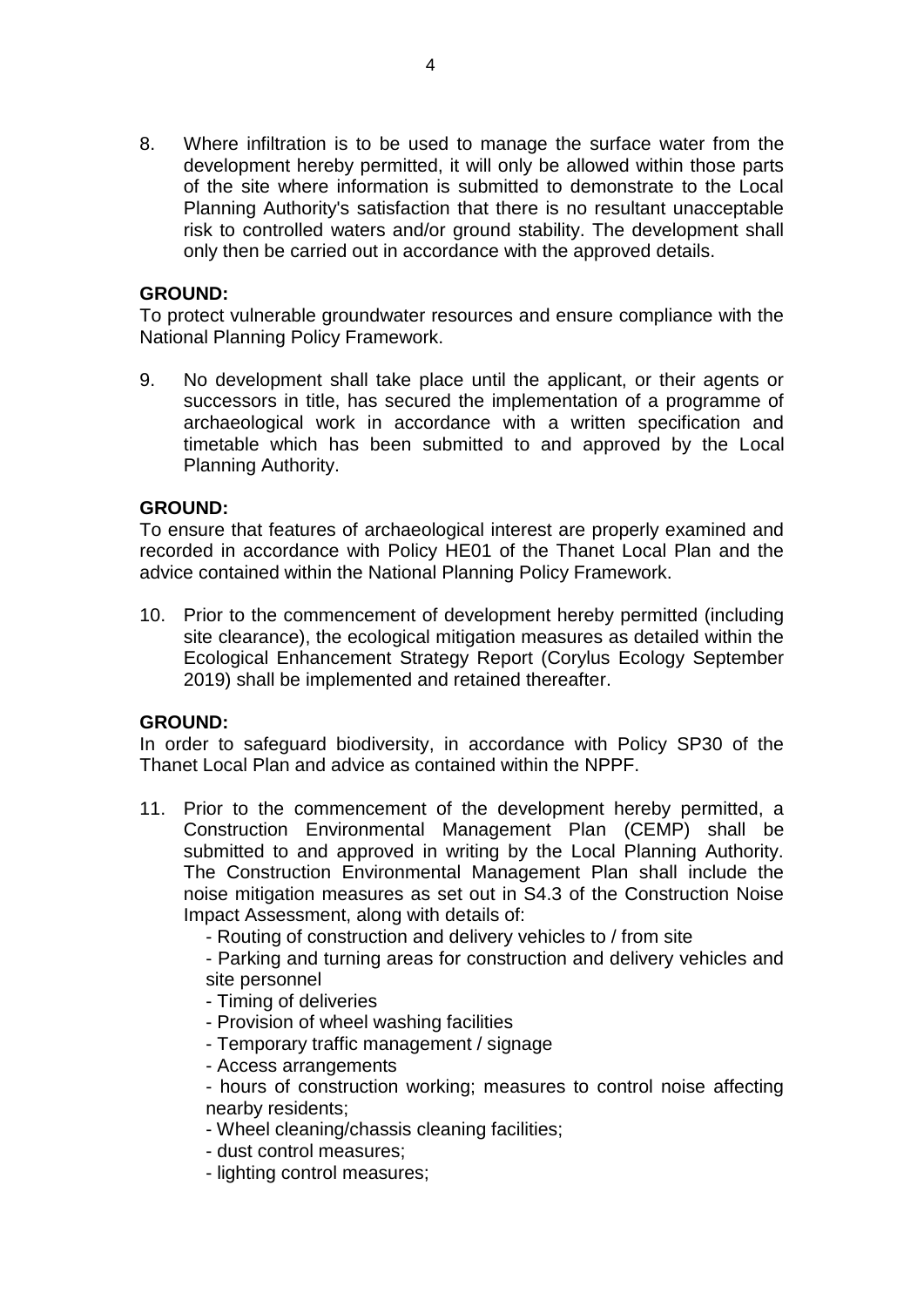8. Where infiltration is to be used to manage the surface water from the development hereby permitted, it will only be allowed within those parts of the site where information is submitted to demonstrate to the Local Planning Authority's satisfaction that there is no resultant unacceptable risk to controlled waters and/or ground stability. The development shall only then be carried out in accordance with the approved details.

**GROUND:**
To protect vulnerable groundwater resources and ensure compliance with the National Planning Policy Framework.

9. No development shall take place until the applicant, or their agents or successors in title, has secured the implementation of a programme of archaeological work in accordance with a written specification and timetable which has been submitted to and approved by the Local Planning Authority.

**GROUND:**
To ensure that features of archaeological interest are properly examined and recorded in accordance with Policy HE01 of the Thanet Local Plan and the advice contained within the National Planning Policy Framework.

10. Prior to the commencement of development hereby permitted (including site clearance), the ecological mitigation measures as detailed within the Ecological Enhancement Strategy Report (Corylus Ecology September 2019) shall be implemented and retained thereafter.

**GROUND:**
In order to safeguard biodiversity, in accordance with Policy SP30 of the Thanet Local Plan and advice as contained within the NPPF.

11. Prior to the commencement of the development hereby permitted, a Construction Environmental Management Plan (CEMP) shall be submitted to and approved in writing by the Local Planning Authority. The Construction Environmental Management Plan shall include the noise mitigation measures as set out in S4.3 of the Construction Noise Impact Assessment, along with details of:
    - Routing of construction and delivery vehicles to / from site
    - Parking and turning areas for construction and delivery vehicles and site personnel
    - Timing of deliveries
    - Provision of wheel washing facilities
    - Temporary traffic management / signage
    - Access arrangements
    - hours of construction working; measures to control noise affecting nearby residents;
    - Wheel cleaning/chassis cleaning facilities;
    - dust control measures;
    - lighting control measures;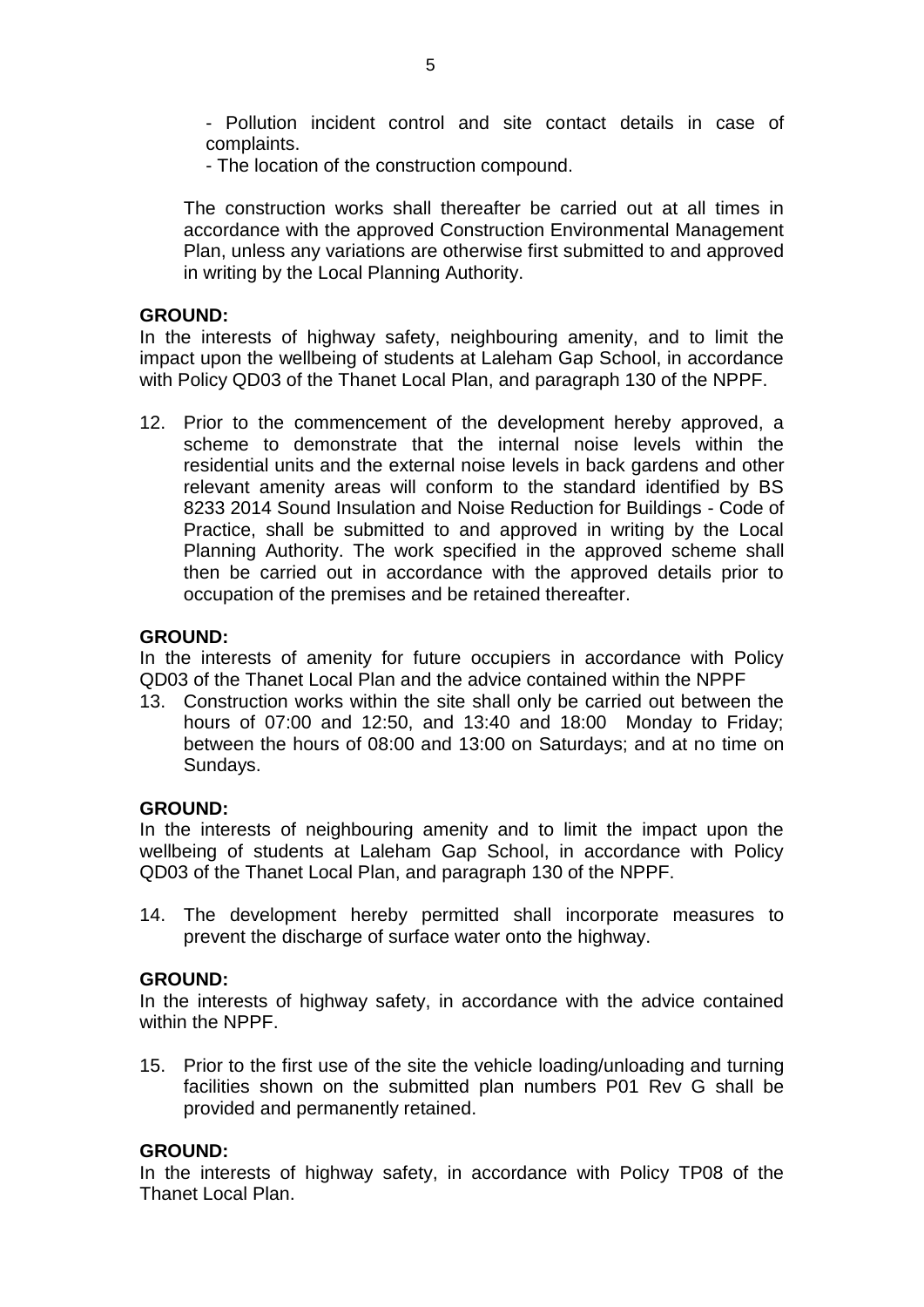- Pollution incident control and site contact details in case of complaints.
- The location of the construction compound.

The construction works shall thereafter be carried out at all times in accordance with the approved Construction Environmental Management Plan, unless any variations are otherwise first submitted to and approved in writing by the Local Planning Authority.

**GROUND:**
In the interests of highway safety, neighbouring amenity, and to limit the impact upon the wellbeing of students at Laleham Gap School, in accordance with Policy QD03 of the Thanet Local Plan, and paragraph 130 of the NPPF.

12. Prior to the commencement of the development hereby approved, a scheme to demonstrate that the internal noise levels within the residential units and the external noise levels in back gardens and other relevant amenity areas will conform to the standard identified by BS 8233 2014 Sound Insulation and Noise Reduction for Buildings - Code of Practice, shall be submitted to and approved in writing by the Local Planning Authority. The work specified in the approved scheme shall then be carried out in accordance with the approved details prior to occupation of the premises and be retained thereafter.

**GROUND:**
In the interests of amenity for future occupiers in accordance with Policy QD03 of the Thanet Local Plan and the advice contained within the NPPF

13. Construction works within the site shall only be carried out between the hours of 07:00 and 12:50, and 13:40 and 18:00 Monday to Friday; between the hours of 08:00 and 13:00 on Saturdays; and at no time on Sundays.

**GROUND:**
In the interests of neighbouring amenity and to limit the impact upon the wellbeing of students at Laleham Gap School, in accordance with Policy QD03 of the Thanet Local Plan, and paragraph 130 of the NPPF.

14. The development hereby permitted shall incorporate measures to prevent the discharge of surface water onto the highway.

**GROUND:**
In the interests of highway safety, in accordance with the advice contained within the NPPF.

15. Prior to the first use of the site the vehicle loading/unloading and turning facilities shown on the submitted plan numbers P01 Rev G shall be provided and permanently retained.

**GROUND:**
In the interests of highway safety, in accordance with Policy TP08 of the Thanet Local Plan.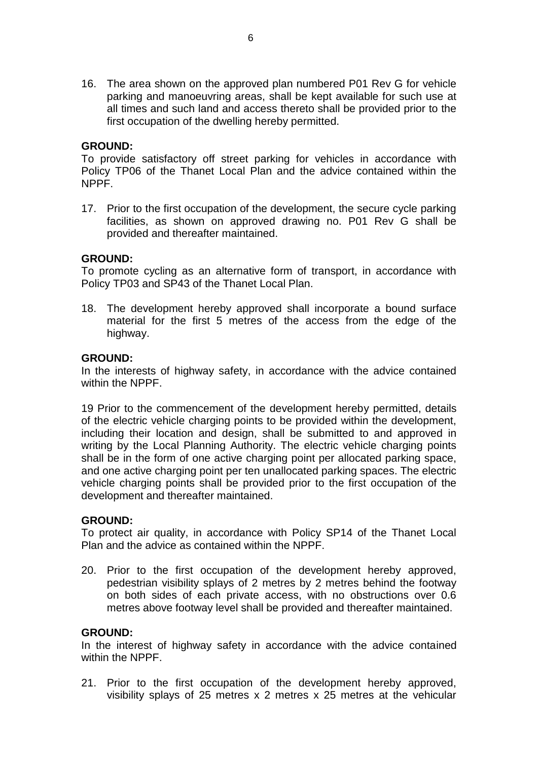16. The area shown on the approved plan numbered P01 Rev G for vehicle parking and manoeuvring areas, shall be kept available for such use at all times and such land and access thereto shall be provided prior to the first occupation of the dwelling hereby permitted.

**GROUND:**
To provide satisfactory off street parking for vehicles in accordance with Policy TP06 of the Thanet Local Plan and the advice contained within the NPPF.

17. Prior to the first occupation of the development, the secure cycle parking facilities, as shown on approved drawing no. P01 Rev G shall be provided and thereafter maintained.

**GROUND:**
To promote cycling as an alternative form of transport, in accordance with Policy TP03 and SP43 of the Thanet Local Plan.

18. The development hereby approved shall incorporate a bound surface material for the first 5 metres of the access from the edge of the highway.

**GROUND:**
In the interests of highway safety, in accordance with the advice contained within the NPPF.

19 Prior to the commencement of the development hereby permitted, details of the electric vehicle charging points to be provided within the development, including their location and design, shall be submitted to and approved in writing by the Local Planning Authority. The electric vehicle charging points shall be in the form of one active charging point per allocated parking space, and one active charging point per ten unallocated parking spaces. The electric vehicle charging points shall be provided prior to the first occupation of the development and thereafter maintained.

**GROUND:**
To protect air quality, in accordance with Policy SP14 of the Thanet Local Plan and the advice as contained within the NPPF.

20. Prior to the first occupation of the development hereby approved, pedestrian visibility splays of 2 metres by 2 metres behind the footway on both sides of each private access, with no obstructions over 0.6 metres above footway level shall be provided and thereafter maintained.

**GROUND:**
In the interest of highway safety in accordance with the advice contained within the NPPF.

21. Prior to the first occupation of the development hereby approved, visibility splays of 25 metres x 2 metres x 25 metres at the vehicular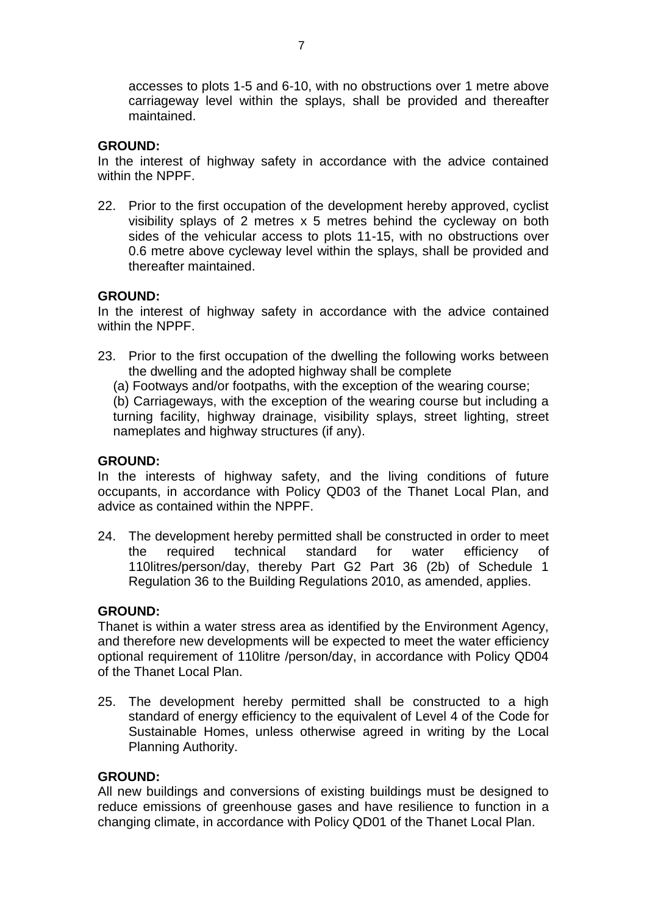accesses to plots 1-5 and 6-10, with no obstructions over 1 metre above carriageway level within the splays, shall be provided and thereafter maintained.

**GROUND:**
In the interest of highway safety in accordance with the advice contained within the NPPF.

22. Prior to the first occupation of the development hereby approved, cyclist visibility splays of 2 metres x 5 metres behind the cycleway on both sides of the vehicular access to plots 11-15, with no obstructions over 0.6 metre above cycleway level within the splays, shall be provided and thereafter maintained.

**GROUND:**
In the interest of highway safety in accordance with the advice contained within the NPPF.

23. Prior to the first occupation of the dwelling the following works between the dwelling and the adopted highway shall be complete

    (a) Footways and/or footpaths, with the exception of the wearing course;

    (b) Carriageways, with the exception of the wearing course but including a turning facility, highway drainage, visibility splays, street lighting, street nameplates and highway structures (if any).

**GROUND:**
In the interests of highway safety, and the living conditions of future occupants, in accordance with Policy QD03 of the Thanet Local Plan, and advice as contained within the NPPF.

24. The development hereby permitted shall be constructed in order to meet the required technical standard for water efficiency of 110litres/person/day, thereby Part G2 Part 36 (2b) of Schedule 1 Regulation 36 to the Building Regulations 2010, as amended, applies.

**GROUND:**
Thanet is within a water stress area as identified by the Environment Agency, and therefore new developments will be expected to meet the water efficiency optional requirement of 110litre /person/day, in accordance with Policy QD04 of the Thanet Local Plan.

25. The development hereby permitted shall be constructed to a high standard of energy efficiency to the equivalent of Level 4 of the Code for Sustainable Homes, unless otherwise agreed in writing by the Local Planning Authority.

**GROUND:**
All new buildings and conversions of existing buildings must be designed to reduce emissions of greenhouse gases and have resilience to function in a changing climate, in accordance with Policy QD01 of the Thanet Local Plan.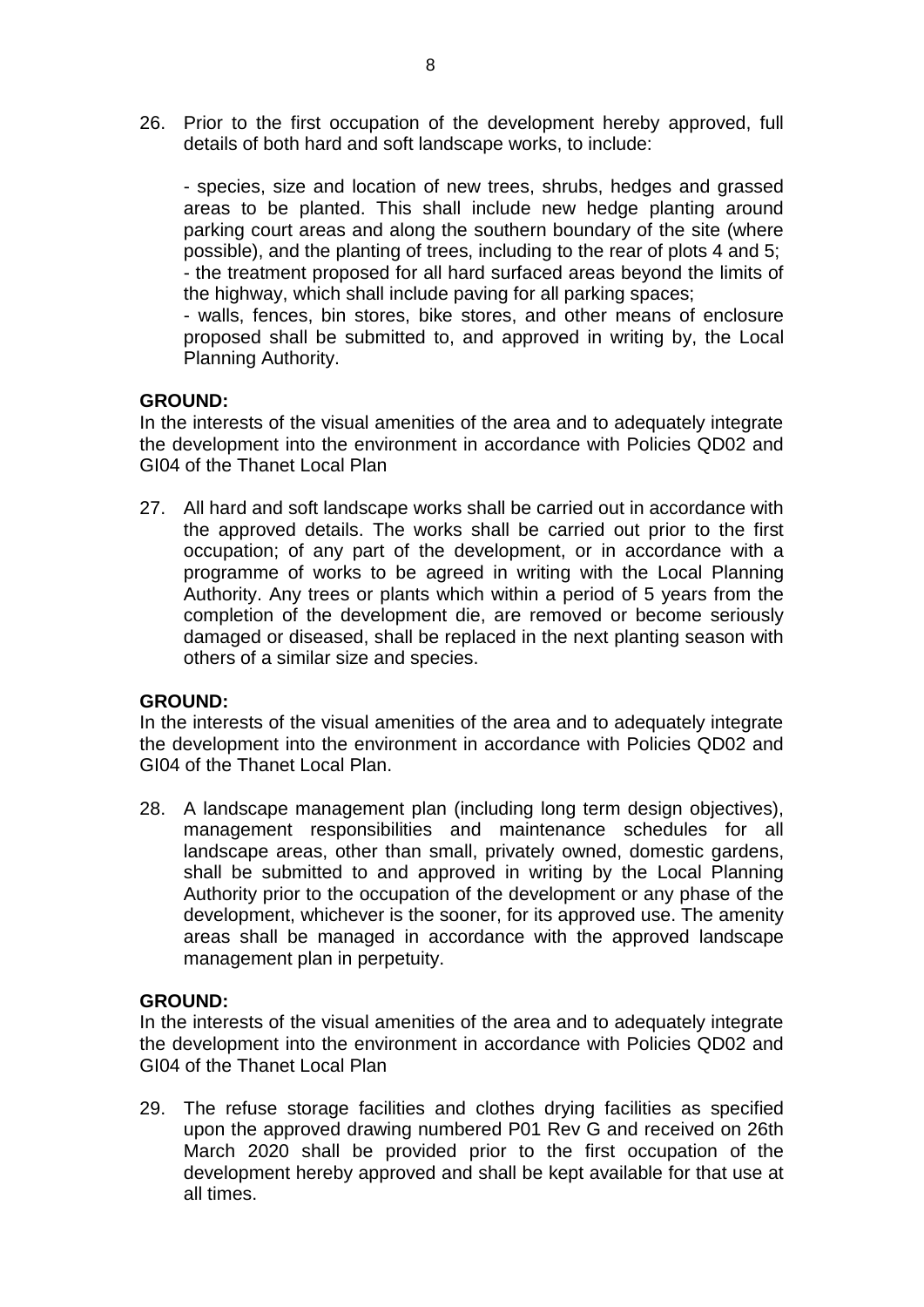26. Prior to the first occupation of the development hereby approved, full details of both hard and soft landscape works, to include:

    - species, size and location of new trees, shrubs, hedges and grassed areas to be planted. This shall include new hedge planting around parking court areas and along the southern boundary of the site (where possible), and the planting of trees, including to the rear of plots 4 and 5;
    - the treatment proposed for all hard surfaced areas beyond the limits of the highway, which shall include paving for all parking spaces;
    - walls, fences, bin stores, bike stores, and other means of enclosure proposed shall be submitted to, and approved in writing by, the Local Planning Authority.

**GROUND:**
In the interests of the visual amenities of the area and to adequately integrate the development into the environment in accordance with Policies QD02 and GI04 of the Thanet Local Plan

27. All hard and soft landscape works shall be carried out in accordance with the approved details. The works shall be carried out prior to the first occupation; of any part of the development, or in accordance with a programme of works to be agreed in writing with the Local Planning Authority. Any trees or plants which within a period of 5 years from the completion of the development die, are removed or become seriously damaged or diseased, shall be replaced in the next planting season with others of a similar size and species.

**GROUND:**
In the interests of the visual amenities of the area and to adequately integrate the development into the environment in accordance with Policies QD02 and GI04 of the Thanet Local Plan.

28. A landscape management plan (including long term design objectives), management responsibilities and maintenance schedules for all landscape areas, other than small, privately owned, domestic gardens, shall be submitted to and approved in writing by the Local Planning Authority prior to the occupation of the development or any phase of the development, whichever is the sooner, for its approved use. The amenity areas shall be managed in accordance with the approved landscape management plan in perpetuity.

**GROUND:**
In the interests of the visual amenities of the area and to adequately integrate the development into the environment in accordance with Policies QD02 and GI04 of the Thanet Local Plan

29. The refuse storage facilities and clothes drying facilities as specified upon the approved drawing numbered P01 Rev G and received on 26th March 2020 shall be provided prior to the first occupation of the development hereby approved and shall be kept available for that use at all times.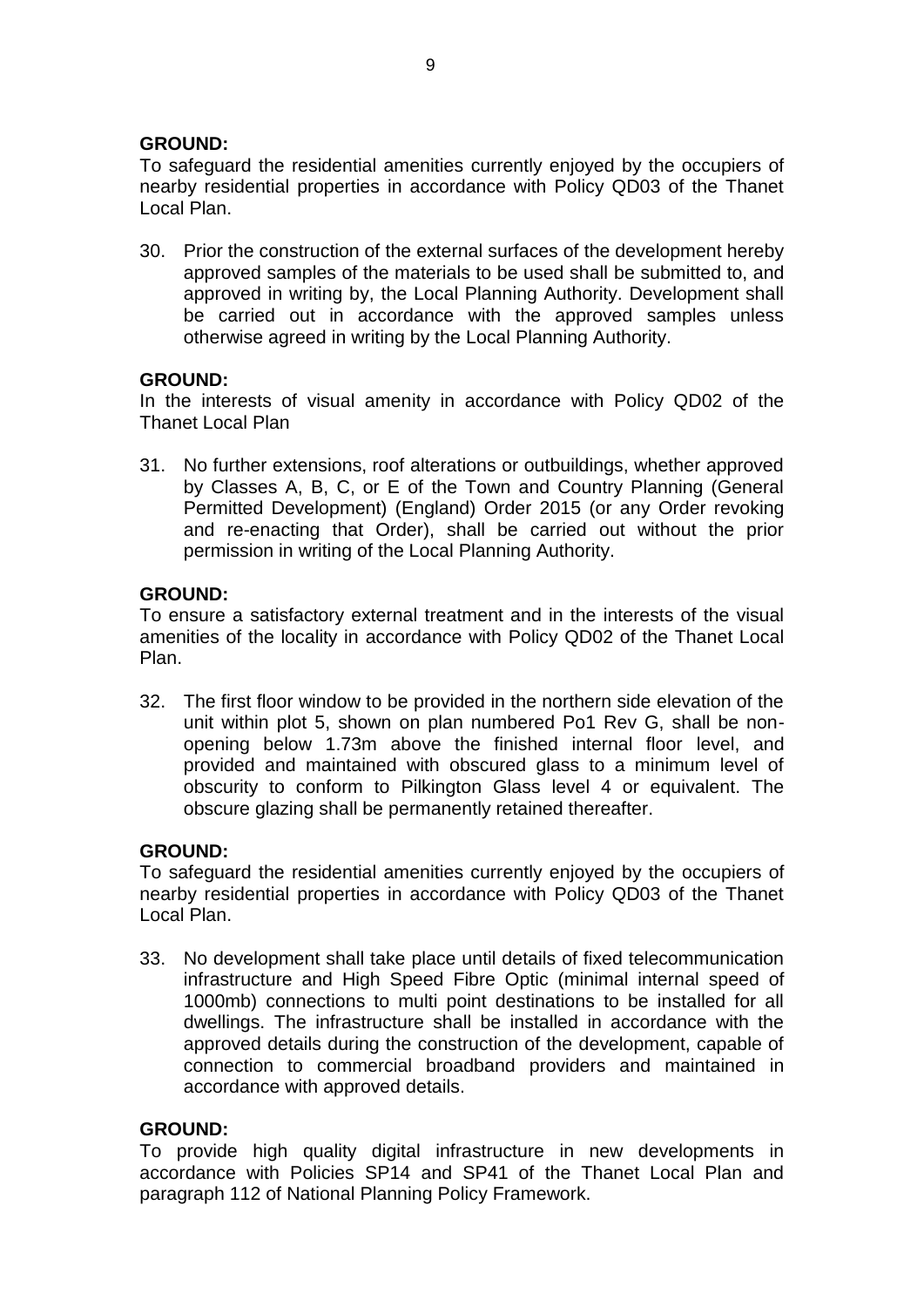**GROUND:**
To safeguard the residential amenities currently enjoyed by the occupiers of nearby residential properties in accordance with Policy QD03 of the Thanet Local Plan.

30. Prior the construction of the external surfaces of the development hereby approved samples of the materials to be used shall be submitted to, and approved in writing by, the Local Planning Authority. Development shall be carried out in accordance with the approved samples unless otherwise agreed in writing by the Local Planning Authority.

**GROUND:**
In the interests of visual amenity in accordance with Policy QD02 of the Thanet Local Plan

31. No further extensions, roof alterations or outbuildings, whether approved by Classes A, B, C, or E of the Town and Country Planning (General Permitted Development) (England) Order 2015 (or any Order revoking and re-enacting that Order), shall be carried out without the prior permission in writing of the Local Planning Authority.

**GROUND:**
To ensure a satisfactory external treatment and in the interests of the visual amenities of the locality in accordance with Policy QD02 of the Thanet Local Plan.

32. The first floor window to be provided in the northern side elevation of the unit within plot 5, shown on plan numbered Po1 Rev G, shall be non-opening below 1.73m above the finished internal floor level, and provided and maintained with obscured glass to a minimum level of obscurity to conform to Pilkington Glass level 4 or equivalent. The obscure glazing shall be permanently retained thereafter.

**GROUND:**
To safeguard the residential amenities currently enjoyed by the occupiers of nearby residential properties in accordance with Policy QD03 of the Thanet Local Plan.

33. No development shall take place until details of fixed telecommunication infrastructure and High Speed Fibre Optic (minimal internal speed of 1000mb) connections to multi point destinations to be installed for all dwellings. The infrastructure shall be installed in accordance with the approved details during the construction of the development, capable of connection to commercial broadband providers and maintained in accordance with approved details.

**GROUND:**
To provide high quality digital infrastructure in new developments in accordance with Policies SP14 and SP41 of the Thanet Local Plan and paragraph 112 of National Planning Policy Framework.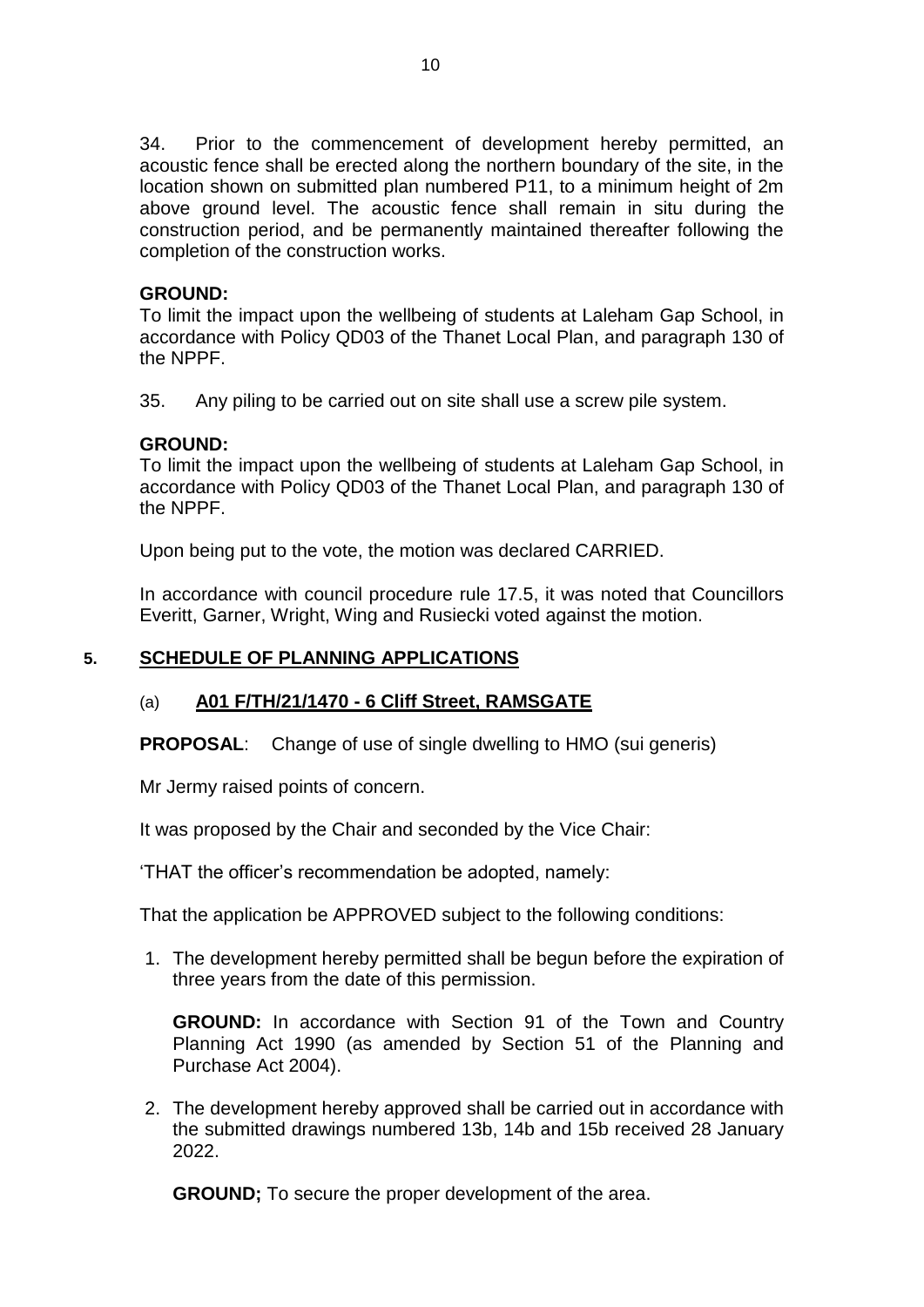34. Prior to the commencement of development hereby permitted, an acoustic fence shall be erected along the northern boundary of the site, in the location shown on submitted plan numbered P11, to a minimum height of 2m above ground level. The acoustic fence shall remain in situ during the construction period, and be permanently maintained thereafter following the completion of the construction works.

**GROUND:**
To limit the impact upon the wellbeing of students at Laleham Gap School, in accordance with Policy QD03 of the Thanet Local Plan, and paragraph 130 of the NPPF.

35. Any piling to be carried out on site shall use a screw pile system.

**GROUND:**
To limit the impact upon the wellbeing of students at Laleham Gap School, in accordance with Policy QD03 of the Thanet Local Plan, and paragraph 130 of the NPPF.

Upon being put to the vote, the motion was declared CARRIED.

In accordance with council procedure rule 17.5, it was noted that Councillors Everitt, Garner, Wright, Wing and Rusiecki voted against the motion.

## 5. SCHEDULE OF PLANNING APPLICATIONS

### (a) A01 F/TH/21/1470 - 6 Cliff Street, RAMSGATE

**PROPOSAL**: Change of use of single dwelling to HMO (sui generis)

Mr Jermy raised points of concern.

It was proposed by the Chair and seconded by the Vice Chair:

'THAT the officer's recommendation be adopted, namely:

That the application be APPROVED subject to the following conditions:

1. The development hereby permitted shall be begun before the expiration of three years from the date of this permission.

   **GROUND:** In accordance with Section 91 of the Town and Country Planning Act 1990 (as amended by Section 51 of the Planning and Purchase Act 2004).

2. The development hereby approved shall be carried out in accordance with the submitted drawings numbered 13b, 14b and 15b received 28 January 2022.

   **GROUND;** To secure the proper development of the area.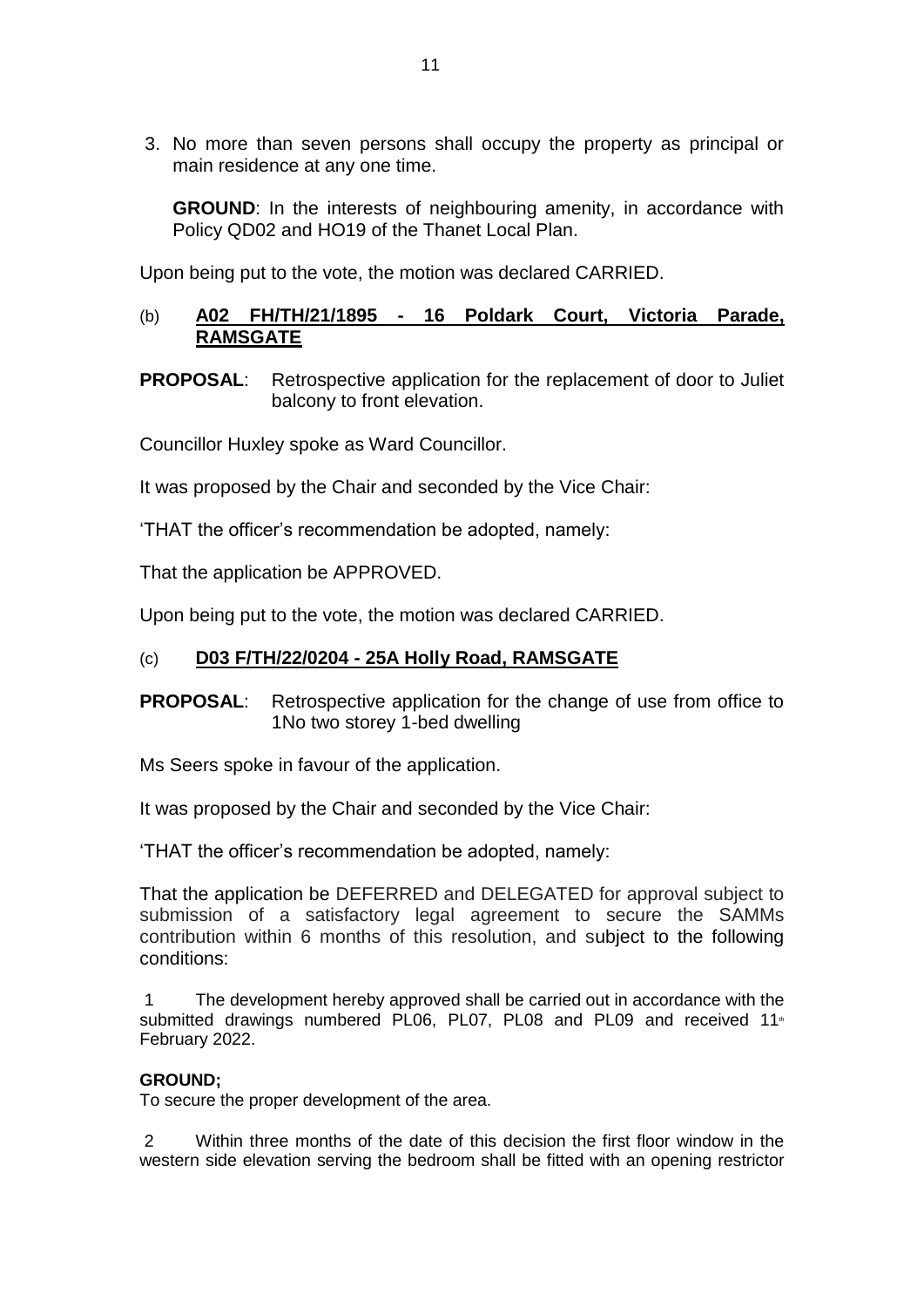3. No more than seven persons shall occupy the property as principal or main residence at any one time.

   **GROUND**: In the interests of neighbouring amenity, in accordance with Policy QD02 and HO19 of the Thanet Local Plan.

Upon being put to the vote, the motion was declared CARRIED.

(b) **A02 FH/TH/21/1895 - 16 Poldark Court, Victoria Parade, RAMSGATE**

**PROPOSAL**: Retrospective application for the replacement of door to Juliet balcony to front elevation.

Councillor Huxley spoke as Ward Councillor.

It was proposed by the Chair and seconded by the Vice Chair:

'THAT the officer's recommendation be adopted, namely:

That the application be APPROVED.

Upon being put to the vote, the motion was declared CARRIED.

(c) **D03 F/TH/22/0204 - 25A Holly Road, RAMSGATE**

**PROPOSAL**: Retrospective application for the change of use from office to 1No two storey 1-bed dwelling

Ms Seers spoke in favour of the application.

It was proposed by the Chair and seconded by the Vice Chair:

'THAT the officer's recommendation be adopted, namely:

That the application be DEFERRED and DELEGATED for approval subject to submission of a satisfactory legal agreement to secure the SAMMs contribution within 6 months of this resolution, and subject to the following conditions:

1 The development hereby approved shall be carried out in accordance with the submitted drawings numbered PL06, PL07, PL08 and PL09 and received 11th February 2022.

**GROUND;**
To secure the proper development of the area.

2 Within three months of the date of this decision the first floor window in the western side elevation serving the bedroom shall be fitted with an opening restrictor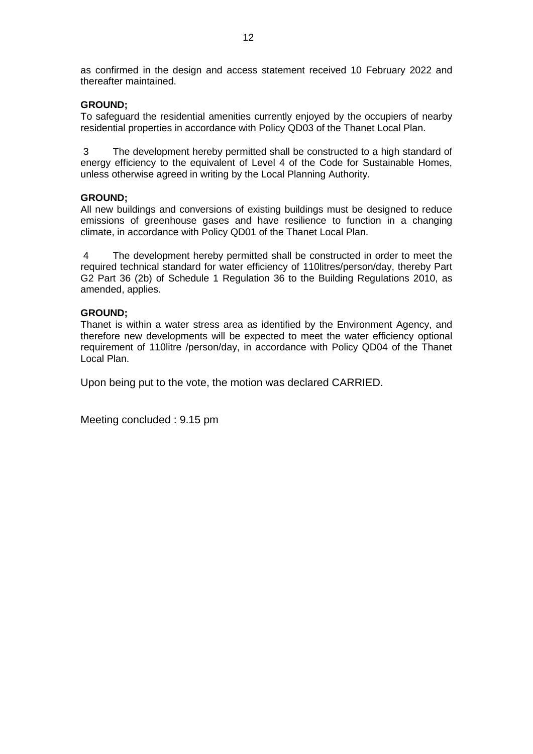as confirmed in the design and access statement received 10 February 2022 and thereafter maintained.

**GROUND;**
To safeguard the residential amenities currently enjoyed by the occupiers of nearby residential properties in accordance with Policy QD03 of the Thanet Local Plan.

3 The development hereby permitted shall be constructed to a high standard of energy efficiency to the equivalent of Level 4 of the Code for Sustainable Homes, unless otherwise agreed in writing by the Local Planning Authority.

**GROUND;**
All new buildings and conversions of existing buildings must be designed to reduce emissions of greenhouse gases and have resilience to function in a changing climate, in accordance with Policy QD01 of the Thanet Local Plan.

4 The development hereby permitted shall be constructed in order to meet the required technical standard for water efficiency of 110litres/person/day, thereby Part G2 Part 36 (2b) of Schedule 1 Regulation 36 to the Building Regulations 2010, as amended, applies.

**GROUND;**
Thanet is within a water stress area as identified by the Environment Agency, and therefore new developments will be expected to meet the water efficiency optional requirement of 110litre /person/day, in accordance with Policy QD04 of the Thanet Local Plan.

Upon being put to the vote, the motion was declared CARRIED.

Meeting concluded : 9.15 pm